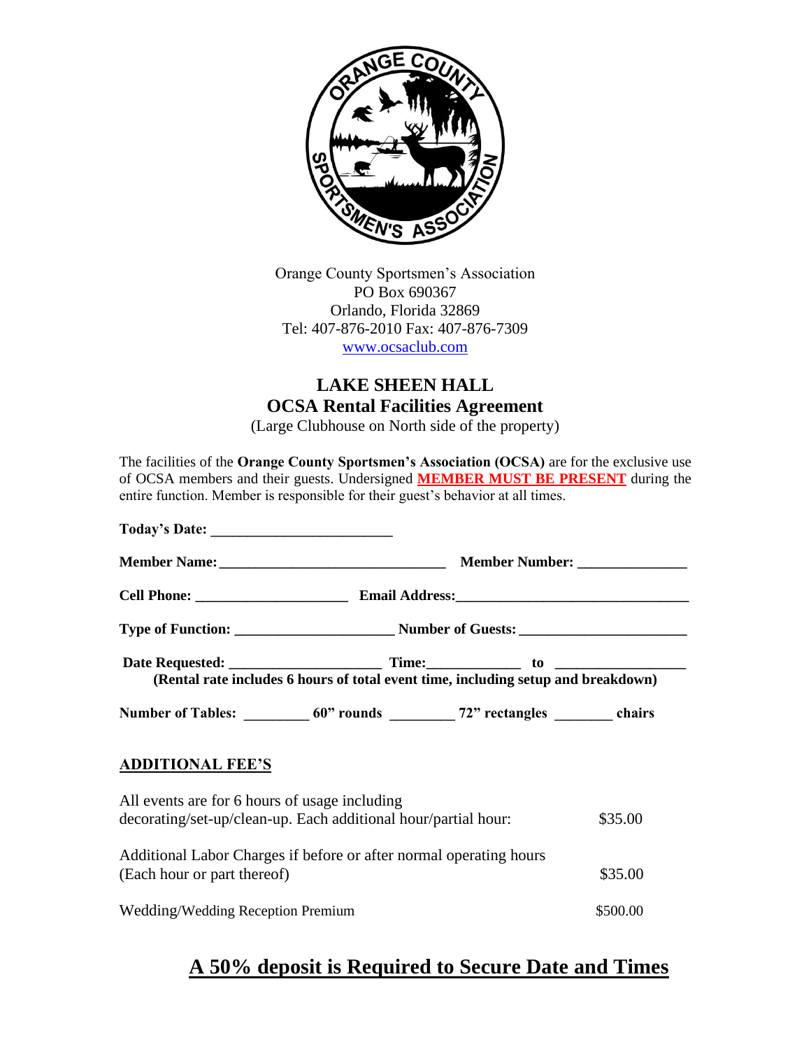Orange County Sportsmen's Association
PO Box 690367
Orlando, Florida 32869
Tel: 407-876-2010 Fax: 407-876-7309
www.ocsaclub.com

# LAKE SHEEN HALL
## OCSA Rental Facilities Agreement

(Large Clubhouse on North side of the property)

The facilities of the **Orange County Sportsmen's Association (OCSA)** are for the exclusive use of OCSA members and their guests. Undersigned **MEMBER MUST BE PRESENT** during the entire function. Member is responsible for their guest's behavior at all times.

**Today's Date:** ________________________

**Member Name:** ______________________________ **Member Number:** ______________

**Cell Phone:** ____________________ **Email Address:** ______________________________

**Type of Function:** _____________________ **Number of Guests:** ______________________

**Date Requested:** ____________________ **Time:** ____________ **to** ________________

**(Rental rate includes 6 hours of total event time, including setup and breakdown)**

**Number of Tables:** ________ **60" rounds** ________ **72" rectangles** _______ **chairs**

**ADDITIONAL FEE'S**

| | |
|---|---|
| All events are for 6 hours of usage including decorating/set-up/clean-up. Each additional hour/partial hour: | $35.00 |
| Additional Labor Charges if before or after normal operating hours (Each hour or part thereof) | $35.00 |
| Wedding/Wedding Reception Premium | $500.00 |

## A 50% deposit is Required to Secure Date and Times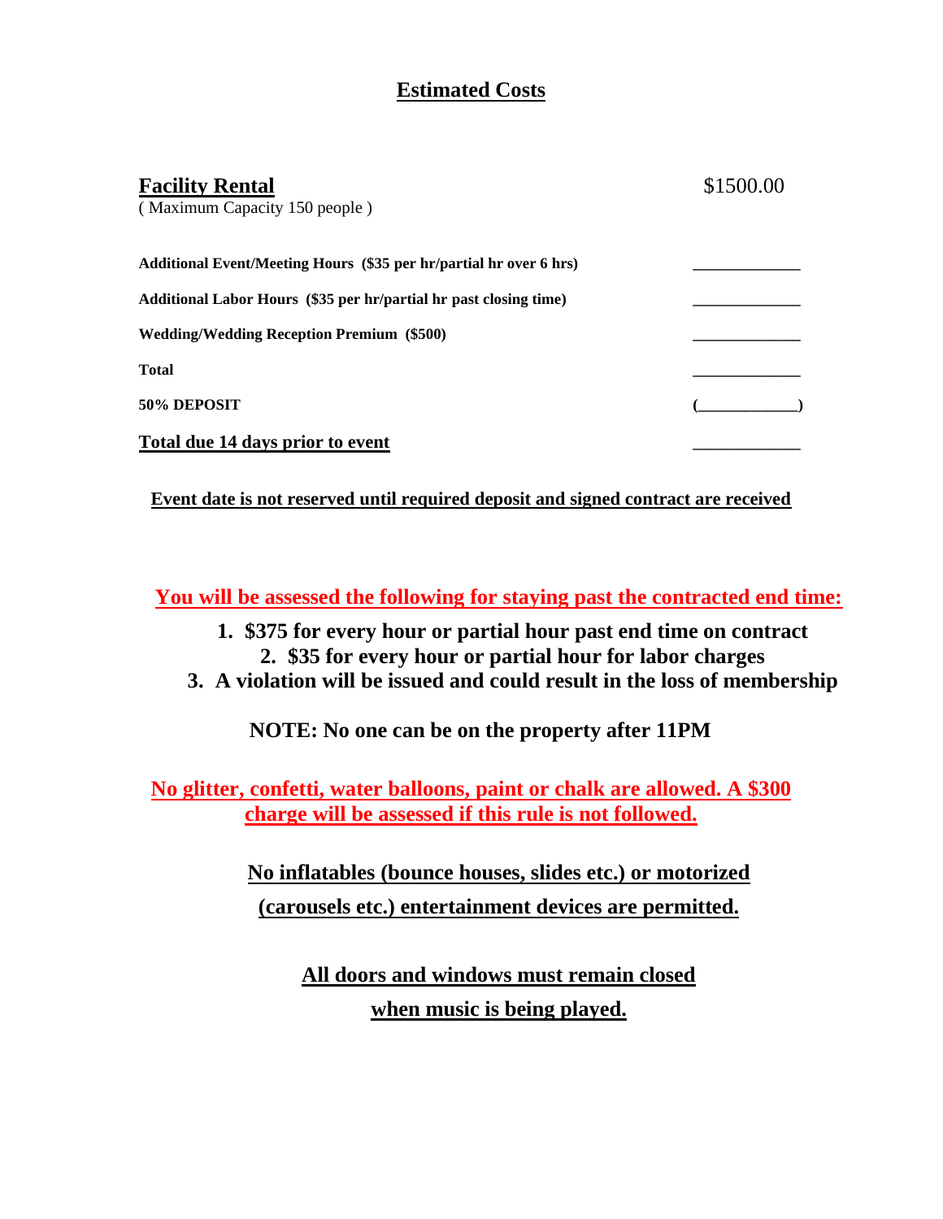# Estimated Costs

| | |
|---|---|
| **Facility Rental**<br>( Maximum Capacity 150 people ) | $1500.00 |
| **Additional Event/Meeting Hours ($35 per hr/partial hr over 6 hrs)** | ____________ |
| **Additional Labor Hours ($35 per hr/partial hr past closing time)** | ____________ |
| **Wedding/Wedding Reception Premium ($500)** | ____________ |
| **Total** | ____________ |
| **50% DEPOSIT** | (____________) |
| **Total due 14 days prior to event** | ____________ |

**Event date is not reserved until required deposit and signed contract are received**

**You will be assessed the following for staying past the contracted end time:**

1. **$375 for every hour or partial hour past end time on contract**
2. **$35 for every hour or partial hour for labor charges**
3. **A violation will be issued and could result in the loss of membership**

**NOTE: No one can be on the property after 11PM**

**No glitter, confetti, water balloons, paint or chalk are allowed. A $300 charge will be assessed if this rule is not followed.**

**No inflatables (bounce houses, slides etc.) or motorized (carousels etc.) entertainment devices are permitted.**

**All doors and windows must remain closed when music is being played.**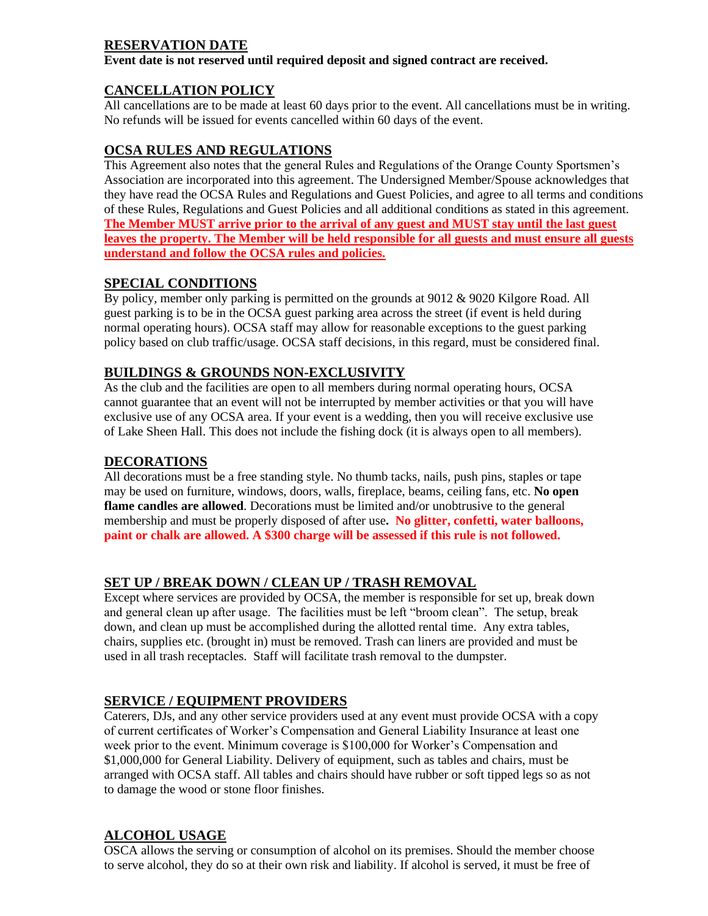## RESERVATION DATE

**Event date is not reserved until required deposit and signed contract are received.**

## CANCELLATION POLICY

All cancellations are to be made at least 60 days prior to the event. All cancellations must be in writing. No refunds will be issued for events cancelled within 60 days of the event.

## OCSA RULES AND REGULATIONS

This Agreement also notes that the general Rules and Regulations of the Orange County Sportsmen's Association are incorporated into this agreement. The Undersigned Member/Spouse acknowledges that they have read the OCSA Rules and Regulations and Guest Policies, and agree to all terms and conditions of these Rules, Regulations and Guest Policies and all additional conditions as stated in this agreement. **The Member MUST arrive prior to the arrival of any guest and MUST stay until the last guest leaves the property. The Member will be held responsible for all guests and must ensure all guests understand and follow the OCSA rules and policies.**

## SPECIAL CONDITIONS

By policy, member only parking is permitted on the grounds at 9012 & 9020 Kilgore Road. All guest parking is to be in the OCSA guest parking area across the street (if event is held during normal operating hours). OCSA staff may allow for reasonable exceptions to the guest parking policy based on club traffic/usage. OCSA staff decisions, in this regard, must be considered final.

## BUILDINGS & GROUNDS NON-EXCLUSIVITY

As the club and the facilities are open to all members during normal operating hours, OCSA cannot guarantee that an event will not be interrupted by member activities or that you will have exclusive use of any OCSA area. If your event is a wedding, then you will receive exclusive use of Lake Sheen Hall. This does not include the fishing dock (it is always open to all members).

## DECORATIONS

All decorations must be a free standing style. No thumb tacks, nails, push pins, staples or tape may be used on furniture, windows, doors, walls, fireplace, beams, ceiling fans, etc. **No open flame candles are allowed**. Decorations must be limited and/or unobtrusive to the general membership and must be properly disposed of after use**. No glitter, confetti, water balloons, paint or chalk are allowed. A $300 charge will be assessed if this rule is not followed.**

## SET UP / BREAK DOWN / CLEAN UP / TRASH REMOVAL

Except where services are provided by OCSA, the member is responsible for set up, break down and general clean up after usage. The facilities must be left "broom clean". The setup, break down, and clean up must be accomplished during the allotted rental time. Any extra tables, chairs, supplies etc. (brought in) must be removed. Trash can liners are provided and must be used in all trash receptacles. Staff will facilitate trash removal to the dumpster.

## SERVICE / EQUIPMENT PROVIDERS

Caterers, DJs, and any other service providers used at any event must provide OCSA with a copy of current certificates of Worker's Compensation and General Liability Insurance at least one week prior to the event. Minimum coverage is $100,000 for Worker's Compensation and $1,000,000 for General Liability. Delivery of equipment, such as tables and chairs, must be arranged with OCSA staff. All tables and chairs should have rubber or soft tipped legs so as not to damage the wood or stone floor finishes.

## ALCOHOL USAGE

OSCA allows the serving or consumption of alcohol on its premises. Should the member choose to serve alcohol, they do so at their own risk and liability. If alcohol is served, it must be free of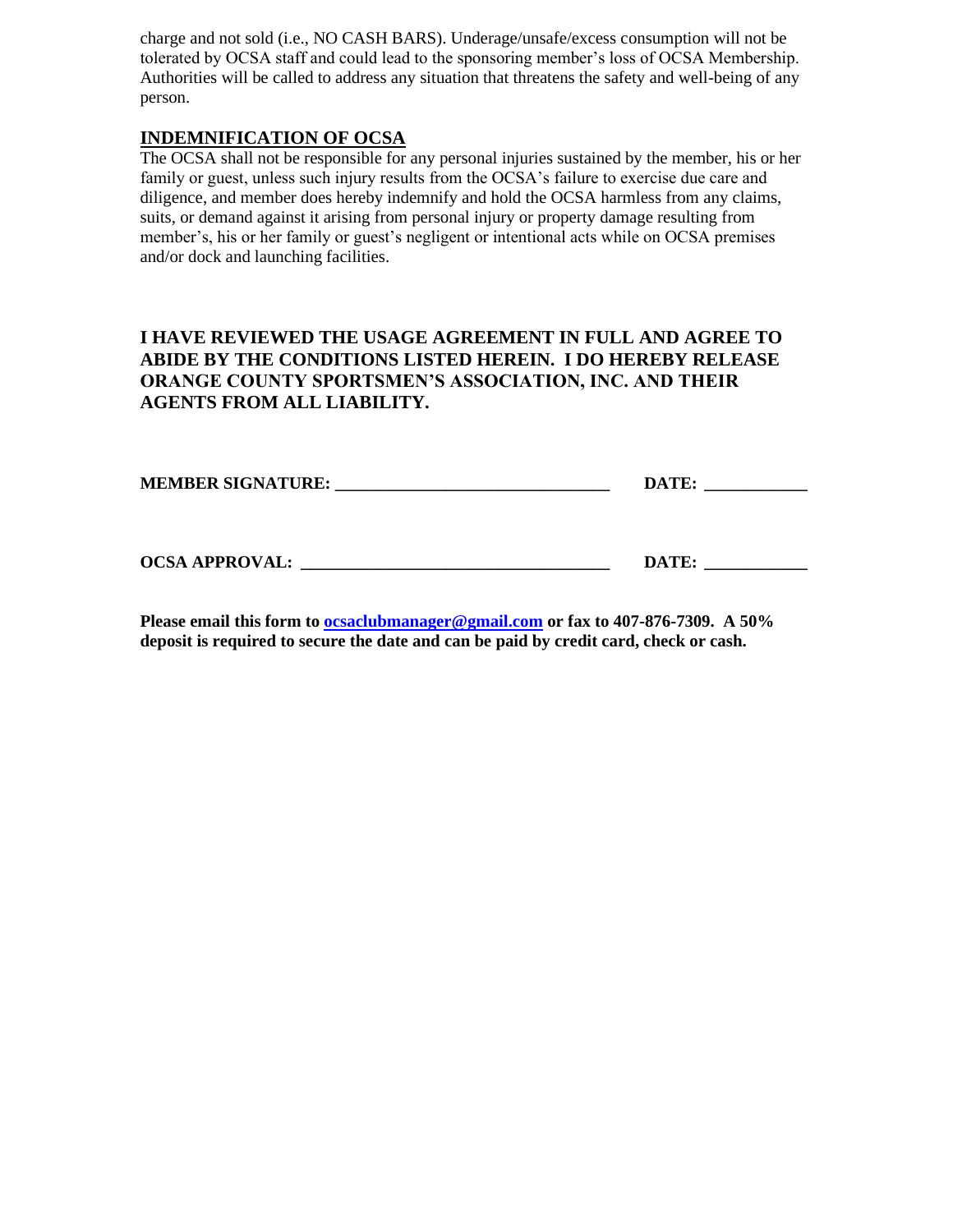charge and not sold (i.e., NO CASH BARS). Underage/unsafe/excess consumption will not be tolerated by OCSA staff and could lead to the sponsoring member's loss of OCSA Membership. Authorities will be called to address any situation that threatens the safety and well-being of any person.

## INDEMNIFICATION OF OCSA

The OCSA shall not be responsible for any personal injuries sustained by the member, his or her family or guest, unless such injury results from the OCSA's failure to exercise due care and diligence, and member does hereby indemnify and hold the OCSA harmless from any claims, suits, or demand against it arising from personal injury or property damage resulting from member's, his or her family or guest's negligent or intentional acts while on OCSA premises and/or dock and launching facilities.

**I HAVE REVIEWED THE USAGE AGREEMENT IN FULL AND AGREE TO ABIDE BY THE CONDITIONS LISTED HEREIN. I DO HEREBY RELEASE ORANGE COUNTY SPORTSMEN'S ASSOCIATION, INC. AND THEIR AGENTS FROM ALL LIABILITY.**

**MEMBER SIGNATURE: ________________________________ DATE: ____________**

**OCSA APPROVAL: ____________________________________ DATE: ____________**

**Please email this form to ocsaclubmanager@gmail.com or fax to 407-876-7309. A 50% deposit is required to secure the date and can be paid by credit card, check or cash.**